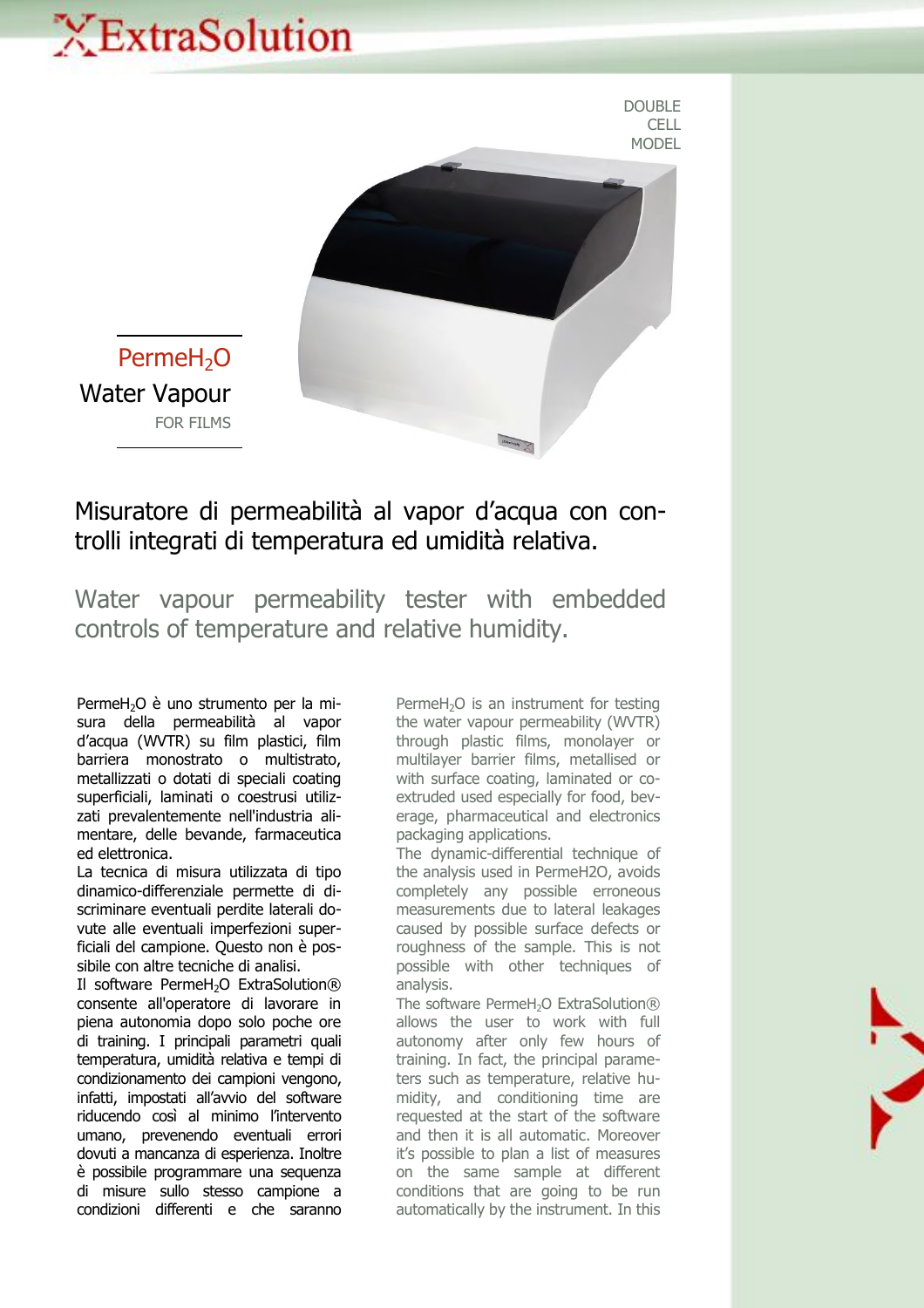# ExtraSolution

DOUBLE CELL MODEL

## Perme$H_2O$
## Water Vapour
FOR FILMS

## Misuratore di permeabilità al vapor d'acqua con controlli integrati di temperatura ed umidità relativa.

## Water vapour permeability tester with embedded controls of temperature and relative humidity.

Perme$H_2O$ è uno strumento per la misura della permeabilità al vapor d'acqua (WVTR) su film plastici, film barriera monostrato o multistrato, metallizzati o dotati di speciali coating superficiali, laminati o coestrusi utilizzati prevalentemente nell'industria alimentare, delle bevande, farmaceutica ed elettronica.
La tecnica di misura utilizzata di tipo dinamico-differenziale permette di discriminare eventuali perdite laterali dovute alle eventuali imperfezioni superficiali del campione. Questo non è possibile con altre tecniche di analisi.
Il software Perme$H_2O$ ExtraSolution® consente all'operatore di lavorare in piena autonomia dopo solo poche ore di training. I principali parametri quali temperatura, umidità relativa e tempi di condizionamento dei campioni vengono, infatti, impostati all'avvio del software riducendo così al minimo l'intervento umano, prevenendo eventuali errori dovuti a mancanza di esperienza. Inoltre è possibile programmare una sequenza di misure sullo stesso campione a condizioni differenti e che saranno

Perme$H_2O$ is an instrument for testing the water vapour permeability (WVTR) through plastic films, monolayer or multilayer barrier films, metallised or with surface coating, laminated or co-extruded used especially for food, beverage, pharmaceutical and electronics packaging applications.
The dynamic-differential technique of the analysis used in PermeH2O, avoids completely any possible erroneous measurements due to lateral leakages caused by possible surface defects or roughness of the sample. This is not possible with other techniques of analysis.
The software Perme$H_2O$ ExtraSolution® allows the user to work with full autonomy after only few hours of training. In fact, the principal parameters such as temperature, relative humidity, and conditioning time are requested at the start of the software and then it is all automatic. Moreover it's possible to plan a list of measures on the same sample at different conditions that are going to be run automatically by the instrument. In this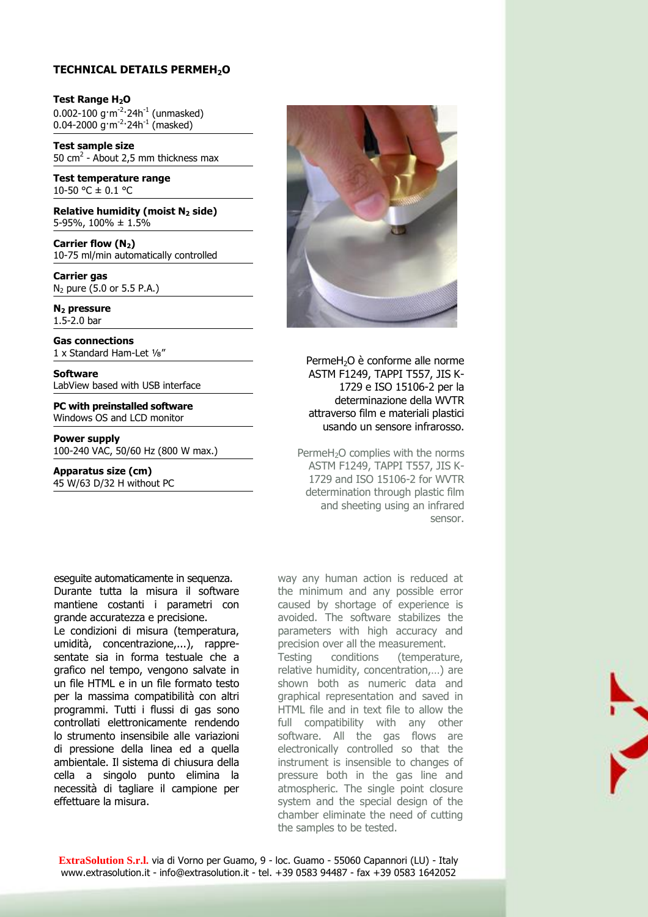## TECHNICAL DETAILS PERMEH$_2$O

**Test Range $H_2O$**
0.002-100 $g \cdot m^{-2} \cdot 24h^{-1}$ (unmasked)
0.04-2000 $g \cdot m^{-2} \cdot 24h^{-1}$ (masked)

**Test sample size**
50 $cm^2$ - About 2,5 mm thickness max

**Test temperature range**
10-50 °C ± 0.1 °C

**Relative humidity (moist $N_2$ side)**
5-95%, 100% ± 1.5%

**Carrier flow ($N_2$)**
10-75 ml/min automatically controlled

**Carrier gas**
$N_2$ pure (5.0 or 5.5 P.A.)

**$N_2$ pressure**
1.5-2.0 bar

**Gas connections**
1 x Standard Ham-Let ⅛"

**Software**
LabView based with USB interface

**PC with preinstalled software**
Windows OS and LCD monitor

**Power supply**
100-240 VAC, 50/60 Hz (800 W max.)

**Apparatus size (cm)**
45 W/63 D/32 H without PC

PermeH$_2$O è conforme alle norme ASTM F1249, TAPPI T557, JIS K-1729 e ISO 15106-2 per la determinazione della WVTR attraverso film e materiali plastici usando un sensore infrarosso.

PermeH$_2$O complies with the norms ASTM F1249, TAPPI T557, JIS K-1729 and ISO 15106-2 for WVTR determination through plastic film and sheeting using an infrared sensor.

eseguite automaticamente in sequenza. Durante tutta la misura il software mantiene costanti i parametri con grande accuratezza e precisione.
Le condizioni di misura (temperatura, umidità, concentrazione,...), rappresentate sia in forma testuale che a grafico nel tempo, vengono salvate in un file HTML e in un file formato testo per la massima compatibilità con altri programmi. Tutti i flussi di gas sono controllati elettronicamente rendendo lo strumento insensibile alle variazioni di pressione della linea ed a quella ambientale. Il sistema di chiusura della cella a singolo punto elimina la necessità di tagliare il campione per effettuare la misura.

way any human action is reduced at the minimum and any possible error caused by shortage of experience is avoided. The software stabilizes the parameters with high accuracy and precision over all the measurement.
Testing conditions (temperature, relative humidity, concentration,…) are shown both as numeric data and graphical representation and saved in HTML file and in text file to allow the full compatibility with any other software. All the gas flows are electronically controlled so that the instrument is insensible to changes of pressure both in the gas line and atmospheric. The single point closure system and the special design of the chamber eliminate the need of cutting the samples to be tested.

**ExtraSolution S.r.l.** via di Vorno per Guamo, 9 - loc. Guamo - 55060 Capannori (LU) - Italy
www.extrasolution.it - info@extrasolution.it - tel. +39 0583 94487 - fax +39 0583 1642052